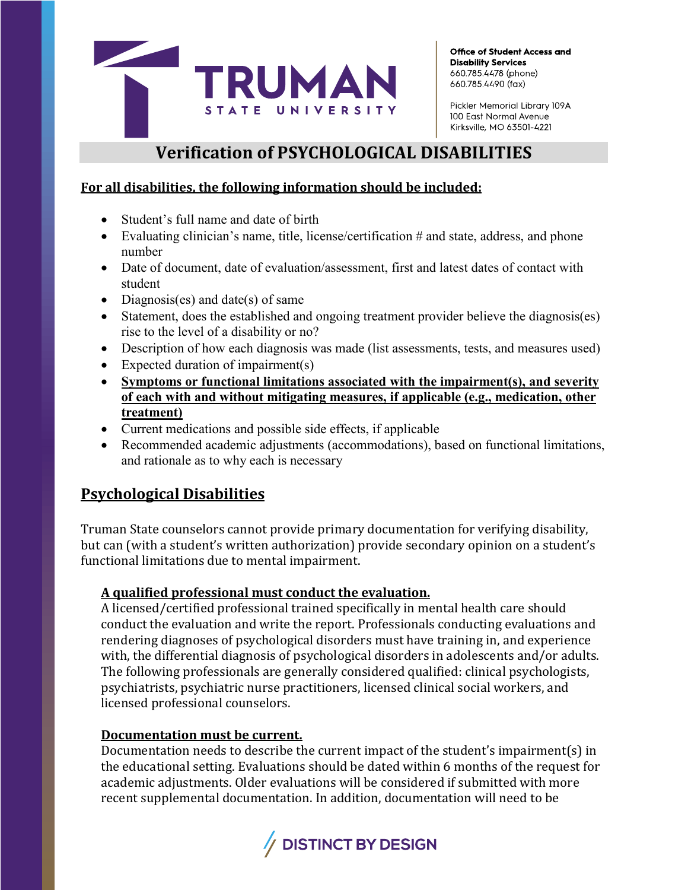**TRUMAN STATE UNIVERSITY**

**Office of Student Access and Disability Services**
660.785.4478 (phone)
660.785.4490 (fax)

Pickler Memorial Library 109A
100 East Normal Avenue
Kirksville, MO 63501-4221

# Verification of PSYCHOLOGICAL DISABILITIES

**For all disabilities, the following information should be included:**

- Student's full name and date of birth
- Evaluating clinician's name, title, license/certification # and state, address, and phone number
- Date of document, date of evaluation/assessment, first and latest dates of contact with student
- Diagnosis(es) and date(s) of same
- Statement, does the established and ongoing treatment provider believe the diagnosis(es) rise to the level of a disability or no?
- Description of how each diagnosis was made (list assessments, tests, and measures used)
- Expected duration of impairment(s)
- **Symptoms or functional limitations associated with the impairment(s), and severity of each with and without mitigating measures, if applicable (e.g., medication, other treatment)**
- Current medications and possible side effects, if applicable
- Recommended academic adjustments (accommodations), based on functional limitations, and rationale as to why each is necessary

## Psychological Disabilities

Truman State counselors cannot provide primary documentation for verifying disability, but can (with a student's written authorization) provide secondary opinion on a student's functional limitations due to mental impairment.

**A qualified professional must conduct the evaluation.**
A licensed/certified professional trained specifically in mental health care should conduct the evaluation and write the report. Professionals conducting evaluations and rendering diagnoses of psychological disorders must have training in, and experience with, the differential diagnosis of psychological disorders in adolescents and/or adults. The following professionals are generally considered qualified: clinical psychologists, psychiatrists, psychiatric nurse practitioners, licensed clinical social workers, and licensed professional counselors.

**Documentation must be current.**
Documentation needs to describe the current impact of the student's impairment(s) in the educational setting. Evaluations should be dated within 6 months of the request for academic adjustments. Older evaluations will be considered if submitted with more recent supplemental documentation. In addition, documentation will need to be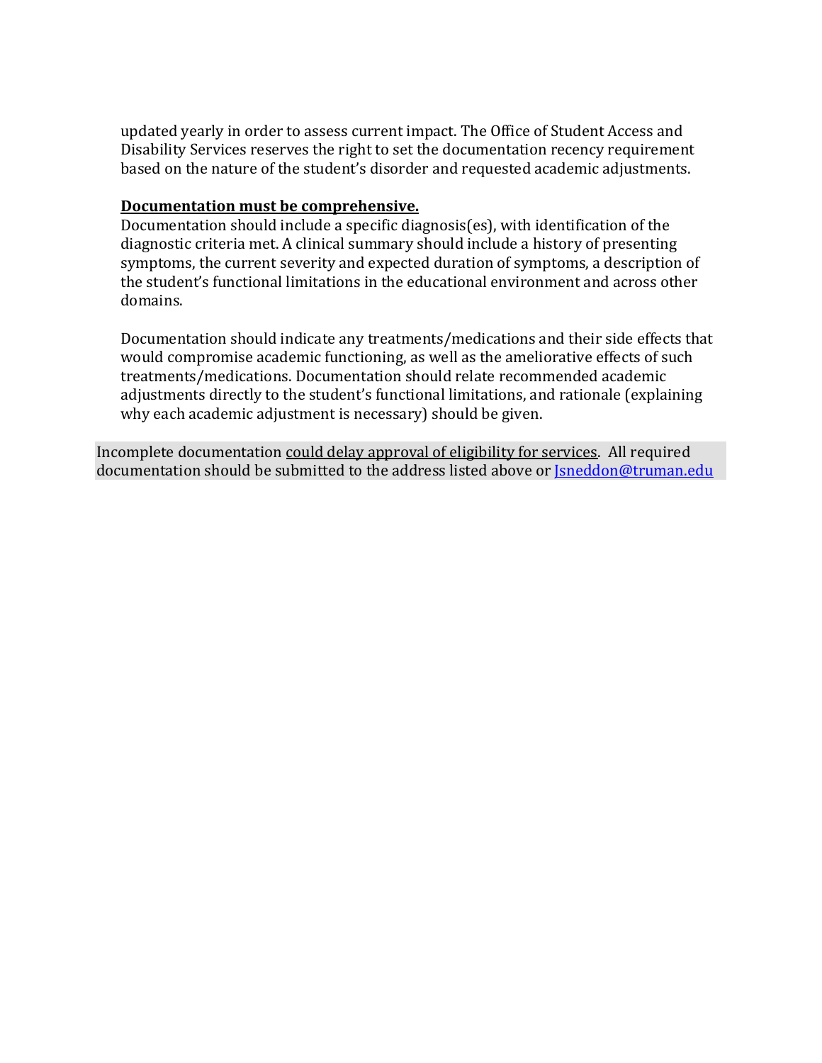updated yearly in order to assess current impact. The Office of Student Access and Disability Services reserves the right to set the documentation recency requirement based on the nature of the student's disorder and requested academic adjustments.

**Documentation must be comprehensive.**

Documentation should include a specific diagnosis(es), with identification of the diagnostic criteria met. A clinical summary should include a history of presenting symptoms, the current severity and expected duration of symptoms, a description of the student's functional limitations in the educational environment and across other domains.

Documentation should indicate any treatments/medications and their side effects that would compromise academic functioning, as well as the ameliorative effects of such treatments/medications. Documentation should relate recommended academic adjustments directly to the student's functional limitations, and rationale (explaining why each academic adjustment is necessary) should be given.

Incomplete documentation could delay approval of eligibility for services. All required documentation should be submitted to the address listed above or Jsneddon@truman.edu